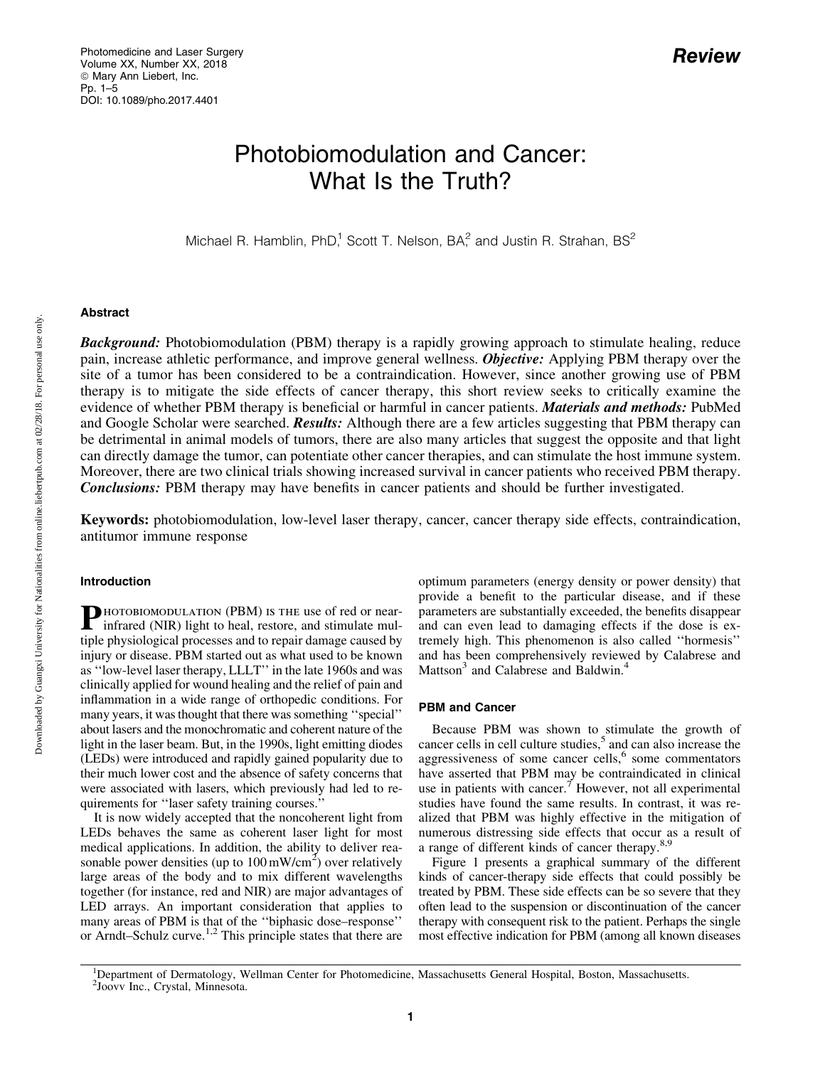Review

# Photobiomodulation and Cancer: What Is the Truth?

Michael R. Hamblin, PhD,[1] Scott T. Nelson, BA,[2] and Justin R. Strahan, BS[2]

## Abstract

***Background:*** Photobiomodulation (PBM) therapy is a rapidly growing approach to stimulate healing, reduce pain, increase athletic performance, and improve general wellness. ***Objective:*** Applying PBM therapy over the site of a tumor has been considered to be a contraindication. However, since another growing use of PBM therapy is to mitigate the side effects of cancer therapy, this short review seeks to critically examine the evidence of whether PBM therapy is beneficial or harmful in cancer patients. ***Materials and methods:*** PubMed and Google Scholar were searched. ***Results:*** Although there are a few articles suggesting that PBM therapy can be detrimental in animal models of tumors, there are also many articles that suggest the opposite and that light can directly damage the tumor, can potentiate other cancer therapies, and can stimulate the host immune system. Moreover, there are two clinical trials showing increased survival in cancer patients who received PBM therapy. ***Conclusions:*** PBM therapy may have benefits in cancer patients and should be further investigated.

**Keywords:** photobiomodulation, low-level laser therapy, cancer, cancer therapy side effects, contraindication, antitumor immune response

## Introduction

Photobiomodulation (PBM) is the use of red or near-infrared (NIR) light to heal, restore, and stimulate multiple physiological processes and to repair damage caused by injury or disease. PBM started out as what used to be known as ''low-level laser therapy, LLLT'' in the late 1960s and was clinically applied for wound healing and the relief of pain and inflammation in a wide range of orthopedic conditions. For many years, it was thought that there was something ''special'' about lasers and the monochromatic and coherent nature of the light in the laser beam. But, in the 1990s, light emitting diodes (LEDs) were introduced and rapidly gained popularity due to their much lower cost and the absence of safety concerns that were associated with lasers, which previously had led to requirements for ''laser safety training courses.''

It is now widely accepted that the noncoherent light from LEDs behaves the same as coherent laser light for most medical applications. In addition, the ability to deliver reasonable power densities (up to $100\,\text{mW/cm}^2$) over relatively large areas of the body and to mix different wavelengths together (for instance, red and NIR) are major advantages of LED arrays. An important consideration that applies to many areas of PBM is that of the ''biphasic dose–response'' or Arndt–Schulz curve.[1,2] This principle states that there are optimum parameters (energy density or power density) that provide a benefit to the particular disease, and if these parameters are substantially exceeded, the benefits disappear and can even lead to damaging effects if the dose is extremely high. This phenomenon is also called ''hormesis'' and has been comprehensively reviewed by Calabrese and Mattson[3] and Calabrese and Baldwin.[4]

## PBM and Cancer

Because PBM was shown to stimulate the growth of cancer cells in cell culture studies,[5] and can also increase the aggressiveness of some cancer cells,[6] some commentators have asserted that PBM may be contraindicated in clinical use in patients with cancer.[7] However, not all experimental studies have found the same results. In contrast, it was realized that PBM was highly effective in the mitigation of numerous distressing side effects that occur as a result of a range of different kinds of cancer therapy.[8,9]

Figure 1 presents a graphical summary of the different kinds of cancer-therapy side effects that could possibly be treated by PBM. These side effects can be so severe that they often lead to the suspension or discontinuation of the cancer therapy with consequent risk to the patient. Perhaps the single most effective indication for PBM (among all known diseases

[1]Department of Dermatology, Wellman Center for Photomedicine, Massachusetts General Hospital, Boston, Massachusetts.
[2]Joovv Inc., Crystal, Minnesota.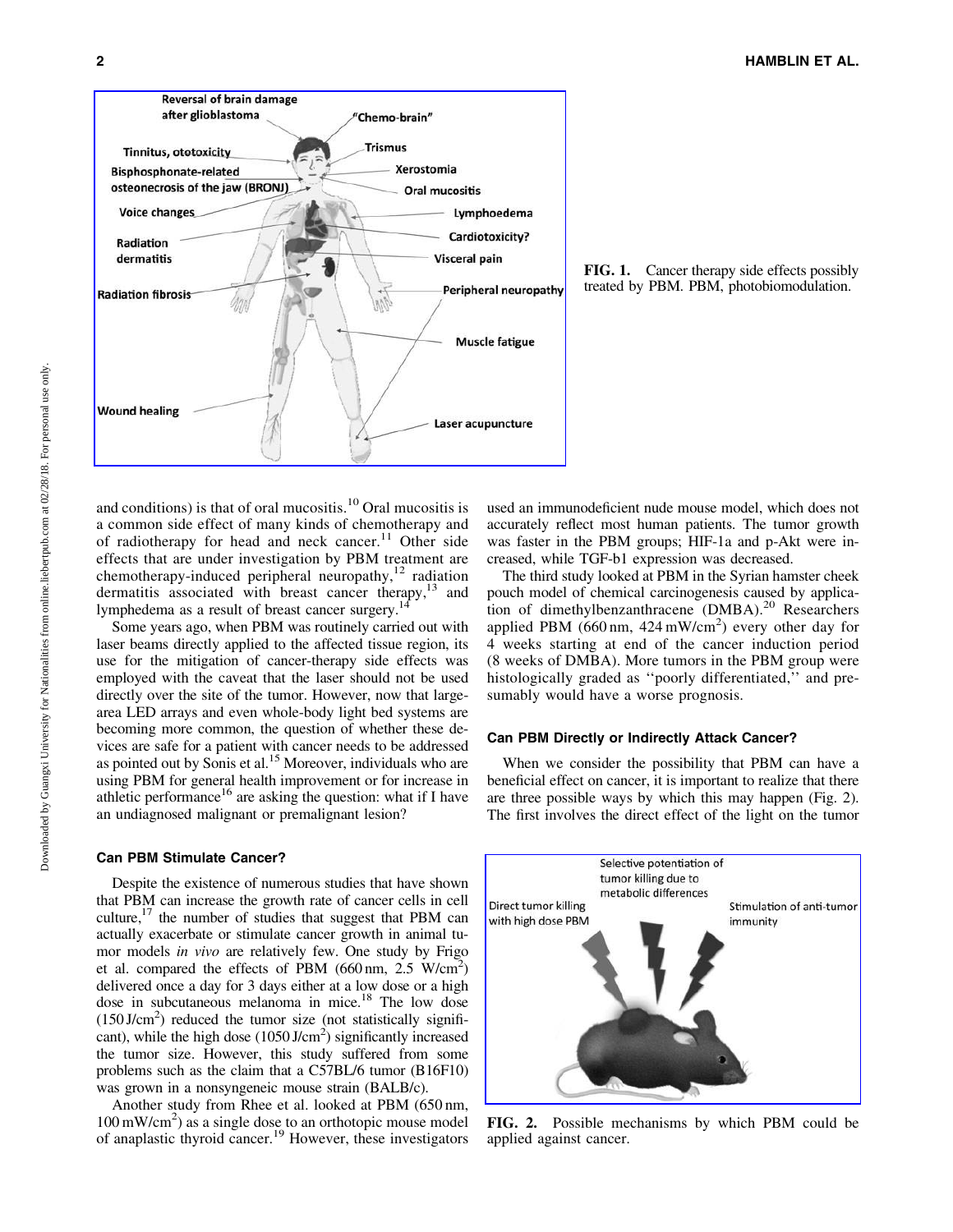FIG. 1. Cancer therapy side effects possibly treated by PBM. PBM, photobiomodulation.

and conditions) is that of oral mucositis.[10] Oral mucositis is a common side effect of many kinds of chemotherapy and of radiotherapy for head and neck cancer.[11] Other side effects that are under investigation by PBM treatment are chemotherapy-induced peripheral neuropathy,[12] radiation dermatitis associated with breast cancer therapy,[13] and lymphedema as a result of breast cancer surgery.[14]

Some years ago, when PBM was routinely carried out with laser beams directly applied to the affected tissue region, its use for the mitigation of cancer-therapy side effects was employed with the caveat that the laser should not be used directly over the site of the tumor. However, now that large-area LED arrays and even whole-body light bed systems are becoming more common, the question of whether these devices are safe for a patient with cancer needs to be addressed as pointed out by Sonis et al.[15] Moreover, individuals who are using PBM for general health improvement or for increase in athletic performance[16] are asking the question: what if I have an undiagnosed malignant or premalignant lesion?

### Can PBM Stimulate Cancer?

Despite the existence of numerous studies that have shown that PBM can increase the growth rate of cancer cells in cell culture,[17] the number of studies that suggest that PBM can actually exacerbate or stimulate cancer growth in animal tumor models *in vivo* are relatively few. One study by Frigo et al. compared the effects of PBM (660 nm, 2.5 W/cm$^2$) delivered once a day for 3 days either at a low dose or a high dose in subcutaneous melanoma in mice.[18] The low dose (150 J/cm$^2$) reduced the tumor size (not statistically significant), while the high dose (1050 J/cm$^2$) significantly increased the tumor size. However, this study suffered from some problems such as the claim that a C57BL/6 tumor (B16F10) was grown in a nonsyngeneic mouse strain (BALB/c).

Another study from Rhee et al. looked at PBM (650 nm, 100 mW/cm$^2$) as a single dose to an orthotopic mouse model of anaplastic thyroid cancer.[19] However, these investigators used an immunodeficient nude mouse model, which does not accurately reflect most human patients. The tumor growth was faster in the PBM groups; HIF-1a and p-Akt were increased, while TGF-b1 expression was decreased.

The third study looked at PBM in the Syrian hamster cheek pouch model of chemical carcinogenesis caused by application of dimethylbenzanthracene (DMBA).[20] Researchers applied PBM (660 nm, 424 mW/cm$^2$) every other day for 4 weeks starting at end of the cancer induction period (8 weeks of DMBA). More tumors in the PBM group were histologically graded as ''poorly differentiated,'' and presumably would have a worse prognosis.

### Can PBM Directly or Indirectly Attack Cancer?

When we consider the possibility that PBM can have a beneficial effect on cancer, it is important to realize that there are three possible ways by which this may happen (Fig. 2). The first involves the direct effect of the light on the tumor

FIG. 2. Possible mechanisms by which PBM could be applied against cancer.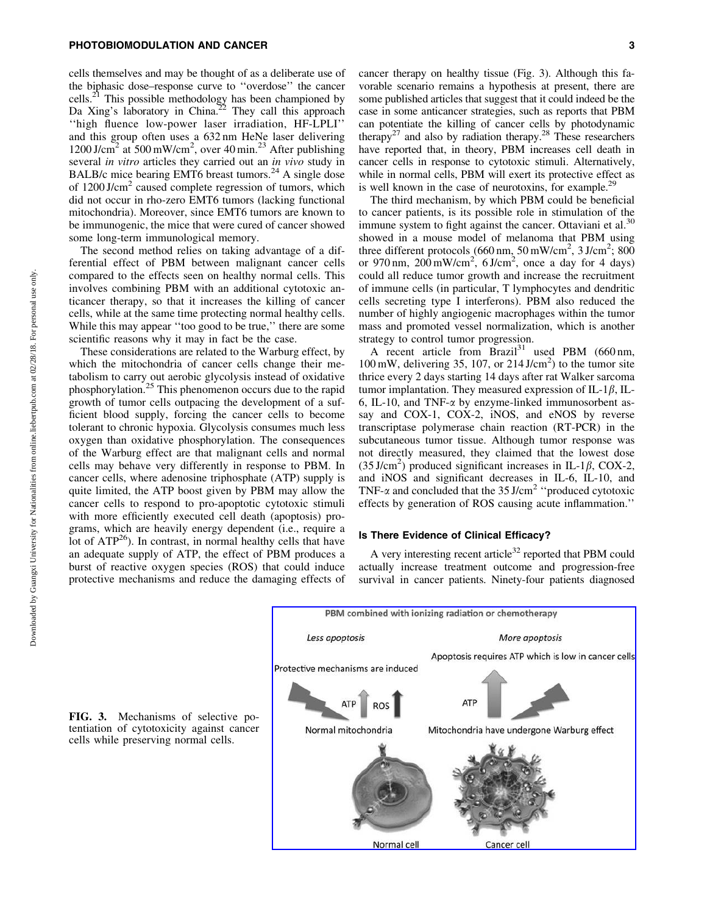cells themselves and may be thought of as a deliberate use of the biphasic dose–response curve to ''overdose'' the cancer cells.[21] This possible methodology has been championed by Da Xing's laboratory in China.[22] They call this approach ''high fluence low-power laser irradiation, HF-LPLI'' and this group often uses a 632 nm HeNe laser delivering 1200 J/cm$^2$ at 500 mW/cm$^2$, over 40 min.[23] After publishing several *in vitro* articles they carried out an *in vivo* study in BALB/c mice bearing EMT6 breast tumors.[24] A single dose of 1200 J/cm$^2$ caused complete regression of tumors, which did not occur in rho-zero EMT6 tumors (lacking functional mitochondria). Moreover, since EMT6 tumors are known to be immunogenic, the mice that were cured of cancer showed some long-term immunological memory.

The second method relies on taking advantage of a differential effect of PBM between malignant cancer cells compared to the effects seen on healthy normal cells. This involves combining PBM with an additional cytotoxic anticancer therapy, so that it increases the killing of cancer cells, while at the same time protecting normal healthy cells. While this may appear ''too good to be true,'' there are some scientific reasons why it may in fact be the case.

These considerations are related to the Warburg effect, by which the mitochondria of cancer cells change their metabolism to carry out aerobic glycolysis instead of oxidative phosphorylation.[25] This phenomenon occurs due to the rapid growth of tumor cells outpacing the development of a sufficient blood supply, forcing the cancer cells to become tolerant to chronic hypoxia. Glycolysis consumes much less oxygen than oxidative phosphorylation. The consequences of the Warburg effect are that malignant cells and normal cells may behave very differently in response to PBM. In cancer cells, where adenosine triphosphate (ATP) supply is quite limited, the ATP boost given by PBM may allow the cancer cells to respond to pro-apoptotic cytotoxic stimuli with more efficiently executed cell death (apoptosis) programs, which are heavily energy dependent (i.e., require a lot of ATP[26]). In contrast, in normal healthy cells that have an adequate supply of ATP, the effect of PBM produces a burst of reactive oxygen species (ROS) that could induce protective mechanisms and reduce the damaging effects of cancer therapy on healthy tissue (Fig. 3). Although this favorable scenario remains a hypothesis at present, there are some published articles that suggest that it could indeed be the case in some anticancer strategies, such as reports that PBM can potentiate the killing of cancer cells by photodynamic therapy[27] and also by radiation therapy.[28] These researchers have reported that, in theory, PBM increases cell death in cancer cells in response to cytotoxic stimuli. Alternatively, while in normal cells, PBM will exert its protective effect as is well known in the case of neurotoxins, for example.[29]

The third mechanism, by which PBM could be beneficial to cancer patients, is its possible role in stimulation of the immune system to fight against the cancer. Ottaviani et al.[30] showed in a mouse model of melanoma that PBM using three different protocols (660 nm, 50 mW/cm$^2$, 3 J/cm$^2$; 800 or 970 nm, 200 mW/cm$^2$, 6 J/cm$^2$, once a day for 4 days) could all reduce tumor growth and increase the recruitment of immune cells (in particular, T lymphocytes and dendritic cells secreting type I interferons). PBM also reduced the number of highly angiogenic macrophages within the tumor mass and promoted vessel normalization, which is another strategy to control tumor progression.

A recent article from Brazil[31] used PBM (660 nm, 100 mW, delivering 35, 107, or 214 J/cm$^2$) to the tumor site thrice every 2 days starting 14 days after rat Walker sarcoma tumor implantation. They measured expression of IL-1$\beta$, IL-6, IL-10, and TNF-$\alpha$ by enzyme-linked immunosorbent assay and COX-1, COX-2, iNOS, and eNOS by reverse transcriptase polymerase chain reaction (RT-PCR) in the subcutaneous tumor tissue. Although tumor response was not directly measured, they claimed that the lowest dose (35 J/cm$^2$) produced significant increases in IL-1$\beta$, COX-2, and iNOS and significant decreases in IL-6, IL-10, and TNF-$\alpha$ and concluded that the 35 J/cm$^2$ ''produced cytotoxic effects by generation of ROS causing acute inflammation.''

### Is There Evidence of Clinical Efficacy?

A very interesting recent article[32] reported that PBM could actually increase treatment outcome and progression-free survival in cancer patients. Ninety-four patients diagnosed

PBM combined with ionizing radiation or chemotherapy

Less apoptosis

More apoptosis

Apoptosis requires ATP which is low in cancer cells

Protective mechanisms are induced

ATP

ROS

ATP

Normal mitochondria

Mitochondria have undergone Warburg effect

Normal cell

Cancer cell

**FIG. 3.** Mechanisms of selective potentiation of cytotoxicity against cancer cells while preserving normal cells.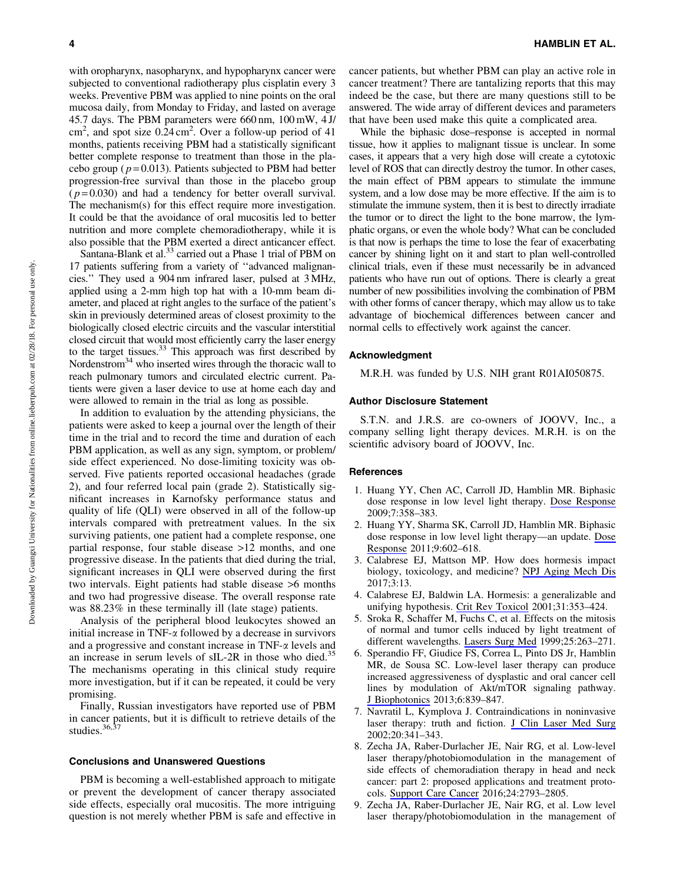with oropharynx, nasopharynx, and hypopharynx cancer were subjected to conventional radiotherapy plus cisplatin every 3 weeks. Preventive PBM was applied to nine points on the oral mucosa daily, from Monday to Friday, and lasted on average 45.7 days. The PBM parameters were 660 nm, 100 mW, 4 J/cm$^2$, and spot size 0.24 cm$^2$. Over a follow-up period of 41 months, patients receiving PBM had a statistically significant better complete response to treatment than those in the placebo group ($p = 0.013$). Patients subjected to PBM had better progression-free survival than those in the placebo group ($p = 0.030$) and had a tendency for better overall survival. The mechanism(s) for this effect require more investigation. It could be that the avoidance of oral mucositis led to better nutrition and more complete chemoradiotherapy, while it is also possible that the PBM exerted a direct anticancer effect.

Santana-Blank et al.[33] carried out a Phase 1 trial of PBM on 17 patients suffering from a variety of ''advanced malignancies.'' They used a 904 nm infrared laser, pulsed at 3 MHz, applied using a 2-mm high top hat with a 10-mm beam diameter, and placed at right angles to the surface of the patient's skin in previously determined areas of closest proximity to the biologically closed electric circuits and the vascular interstitial closed circuit that would most efficiently carry the laser energy to the target tissues.[33] This approach was first described by Nordenstrom[34] who inserted wires through the thoracic wall to reach pulmonary tumors and circulated electric current. Patients were given a laser device to use at home each day and were allowed to remain in the trial as long as possible.

In addition to evaluation by the attending physicians, the patients were asked to keep a journal over the length of their time in the trial and to record the time and duration of each PBM application, as well as any sign, symptom, or problem/side effect experienced. No dose-limiting toxicity was observed. Five patients reported occasional headaches (grade 2), and four referred local pain (grade 2). Statistically significant increases in Karnofsky performance status and quality of life (QLI) were observed in all of the follow-up intervals compared with pretreatment values. In the six surviving patients, one patient had a complete response, one partial response, four stable disease >12 months, and one progressive disease. In the patients that died during the trial, significant increases in QLI were observed during the first two intervals. Eight patients had stable disease >6 months and two had progressive disease. The overall response rate was 88.23% in these terminally ill (late stage) patients.

Analysis of the peripheral blood leukocytes showed an initial increase in TNF-$\alpha$ followed by a decrease in survivors and a progressive and constant increase in TNF-$\alpha$ levels and an increase in serum levels of sIL-2R in those who died.[35] The mechanisms operating in this clinical study require more investigation, but if it can be repeated, it could be very promising.

Finally, Russian investigators have reported use of PBM in cancer patients, but it is difficult to retrieve details of the studies.[36,37]

## Conclusions and Unanswered Questions

PBM is becoming a well-established approach to mitigate or prevent the development of cancer therapy associated side effects, especially oral mucositis. The more intriguing question is not merely whether PBM is safe and effective in cancer patients, but whether PBM can play an active role in cancer treatment? There are tantalizing reports that this may indeed be the case, but there are many questions still to be answered. The wide array of different devices and parameters that have been used make this quite a complicated area.

While the biphasic dose–response is accepted in normal tissue, how it applies to malignant tissue is unclear. In some cases, it appears that a very high dose will create a cytotoxic level of ROS that can directly destroy the tumor. In other cases, the main effect of PBM appears to stimulate the immune system, and a low dose may be more effective. If the aim is to stimulate the immune system, then it is best to directly irradiate the tumor or to direct the light to the bone marrow, the lymphatic organs, or even the whole body? What can be concluded is that now is perhaps the time to lose the fear of exacerbating cancer by shining light on it and start to plan well-controlled clinical trials, even if these must necessarily be in advanced patients who have run out of options. There is clearly a great number of new possibilities involving the combination of PBM with other forms of cancer therapy, which may allow us to take advantage of biochemical differences between cancer and normal cells to effectively work against the cancer.

## Acknowledgment

M.R.H. was funded by U.S. NIH grant R01AI050875.

## Author Disclosure Statement

S.T.N. and J.R.S. are co-owners of JOOVV, Inc., a company selling light therapy devices. M.R.H. is on the scientific advisory board of JOOVV, Inc.

## References

1. Huang YY, Chen AC, Carroll JD, Hamblin MR. Biphasic dose response in low level light therapy. Dose Response 2009;7:358–383.
2. Huang YY, Sharma SK, Carroll JD, Hamblin MR. Biphasic dose response in low level light therapy—an update. Dose Response 2011;9:602–618.
3. Calabrese EJ, Mattson MP. How does hormesis impact biology, toxicology, and medicine? NPJ Aging Mech Dis 2017;3:13.
4. Calabrese EJ, Baldwin LA. Hormesis: a generalizable and unifying hypothesis. Crit Rev Toxicol 2001;31:353–424.
5. Sroka R, Schaffer M, Fuchs C, et al. Effects on the mitosis of normal and tumor cells induced by light treatment of different wavelengths. Lasers Surg Med 1999;25:263–271.
6. Sperandio FF, Giudice FS, Correa L, Pinto DS Jr, Hamblin MR, de Sousa SC. Low-level laser therapy can produce increased aggressiveness of dysplastic and oral cancer cell lines by modulation of Akt/mTOR signaling pathway. J Biophotonics 2013;6:839–847.
7. Navratil L, Kymplova J. Contraindications in noninvasive laser therapy: truth and fiction. J Clin Laser Med Surg 2002;20:341–343.
8. Zecha JA, Raber-Durlacher JE, Nair RG, et al. Low-level laser therapy/photobiomodulation in the management of side effects of chemoradiation therapy in head and neck cancer: part 2: proposed applications and treatment protocols. Support Care Cancer 2016;24:2793–2805.
9. Zecha JA, Raber-Durlacher JE, Nair RG, et al. Low level laser therapy/photobiomodulation in the management of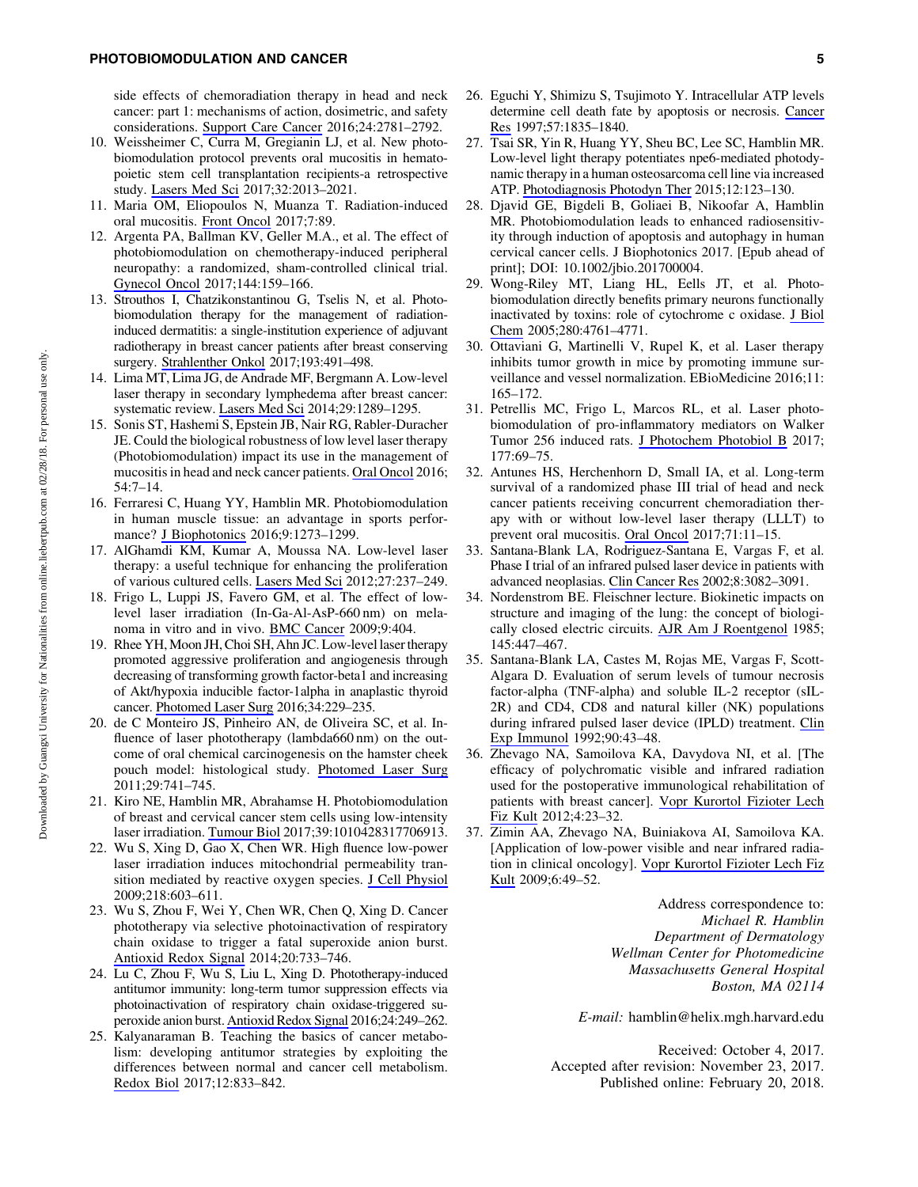side effects of chemoradiation therapy in head and neck cancer: part 1: mechanisms of action, dosimetric, and safety considerations. Support Care Cancer 2016;24:2781–2792.

10. Weissheimer C, Curra M, Gregianin LJ, et al. New photobiomodulation protocol prevents oral mucositis in hematopoietic stem cell transplantation recipients-a retrospective study. Lasers Med Sci 2017;32:2013–2021.
11. Maria OM, Eliopoulos N, Muanza T. Radiation-induced oral mucositis. Front Oncol 2017;7:89.
12. Argenta PA, Ballman KV, Geller M.A., et al. The effect of photobiomodulation on chemotherapy-induced peripheral neuropathy: a randomized, sham-controlled clinical trial. Gynecol Oncol 2017;144:159–166.
13. Strouthos I, Chatzikonstantinou G, Tselis N, et al. Photobiomodulation therapy for the management of radiation-induced dermatitis: a single-institution experience of adjuvant radiotherapy in breast cancer patients after breast conserving surgery. Strahlenther Onkol 2017;193:491–498.
14. Lima MT, Lima JG, de Andrade MF, Bergmann A. Low-level laser therapy in secondary lymphedema after breast cancer: systematic review. Lasers Med Sci 2014;29:1289–1295.
15. Sonis ST, Hashemi S, Epstein JB, Nair RG, Rabler-Duracher JE. Could the biological robustness of low level laser therapy (Photobiomodulation) impact its use in the management of mucositis in head and neck cancer patients. Oral Oncol 2016;54:7–14.
16. Ferraresi C, Huang YY, Hamblin MR. Photobiomodulation in human muscle tissue: an advantage in sports performance? J Biophotonics 2016;9:1273–1299.
17. AlGhamdi KM, Kumar A, Moussa NA. Low-level laser therapy: a useful technique for enhancing the proliferation of various cultured cells. Lasers Med Sci 2012;27:237–249.
18. Frigo L, Luppi JS, Favero GM, et al. The effect of low-level laser irradiation (In-Ga-Al-AsP-660 nm) on melanoma in vitro and in vivo. BMC Cancer 2009;9:404.
19. Rhee YH, Moon JH, Choi SH, Ahn JC. Low-level laser therapy promoted aggressive proliferation and angiogenesis through decreasing of transforming growth factor-beta1 and increasing of Akt/hypoxia inducible factor-1alpha in anaplastic thyroid cancer. Photomed Laser Surg 2016;34:229–235.
20. de C Monteiro JS, Pinheiro AN, de Oliveira SC, et al. Influence of laser phototherapy (lambda660 nm) on the outcome of oral chemical carcinogenesis on the hamster cheek pouch model: histological study. Photomed Laser Surg 2011;29:741–745.
21. Kiro NE, Hamblin MR, Abrahamse H. Photobiomodulation of breast and cervical cancer stem cells using low-intensity laser irradiation. Tumour Biol 2017;39:1010428317706913.
22. Wu S, Xing D, Gao X, Chen WR. High fluence low-power laser irradiation induces mitochondrial permeability transition mediated by reactive oxygen species. J Cell Physiol 2009;218:603–611.
23. Wu S, Zhou F, Wei Y, Chen WR, Chen Q, Xing D. Cancer phototherapy via selective photoinactivation of respiratory chain oxidase to trigger a fatal superoxide anion burst. Antioxid Redox Signal 2014;20:733–746.
24. Lu C, Zhou F, Wu S, Liu L, Xing D. Phototherapy-induced antitumor immunity: long-term tumor suppression effects via photoinactivation of respiratory chain oxidase-triggered superoxide anion burst. Antioxid Redox Signal 2016;24:249–262.
25. Kalyanaraman B. Teaching the basics of cancer metabolism: developing antitumor strategies by exploiting the differences between normal and cancer cell metabolism. Redox Biol 2017;12:833–842.
26. Eguchi Y, Shimizu S, Tsujimoto Y. Intracellular ATP levels determine cell death fate by apoptosis or necrosis. Cancer Res 1997;57:1835–1840.
27. Tsai SR, Yin R, Huang YY, Sheu BC, Lee SC, Hamblin MR. Low-level light therapy potentiates npe6-mediated photodynamic therapy in a human osteosarcoma cell line via increased ATP. Photodiagnosis Photodyn Ther 2015;12:123–130.
28. Djavid GE, Bigdeli B, Goliaei B, Nikoofar A, Hamblin MR. Photobiomodulation leads to enhanced radiosensitivity through induction of apoptosis and autophagy in human cervical cancer cells. J Biophotonics 2017. [Epub ahead of print]; DOI: 10.1002/jbio.201700004.
29. Wong-Riley MT, Liang HL, Eells JT, et al. Photobiomodulation directly benefits primary neurons functionally inactivated by toxins: role of cytochrome c oxidase. J Biol Chem 2005;280:4761–4771.
30. Ottaviani G, Martinelli V, Rupel K, et al. Laser therapy inhibits tumor growth in mice by promoting immune surveillance and vessel normalization. EBioMedicine 2016;11:165–172.
31. Petrellis MC, Frigo L, Marcos RL, et al. Laser photobiomodulation of pro-inflammatory mediators on Walker Tumor 256 induced rats. J Photochem Photobiol B 2017;177:69–75.
32. Antunes HS, Herchenhorn D, Small IA, et al. Long-term survival of a randomized phase III trial of head and neck cancer patients receiving concurrent chemoradiation therapy with or without low-level laser therapy (LLLT) to prevent oral mucositis. Oral Oncol 2017;71:11–15.
33. Santana-Blank LA, Rodriguez-Santana E, Vargas F, et al. Phase I trial of an infrared pulsed laser device in patients with advanced neoplasias. Clin Cancer Res 2002;8:3082–3091.
34. Nordenstrom BE. Fleischner lecture. Biokinetic impacts on structure and imaging of the lung: the concept of biologically closed electric circuits. AJR Am J Roentgenol 1985;145:447–467.
35. Santana-Blank LA, Castes M, Rojas ME, Vargas F, Scott-Algara D. Evaluation of serum levels of tumour necrosis factor-alpha (TNF-alpha) and soluble IL-2 receptor (sIL-2R) and CD4, CD8 and natural killer (NK) populations during infrared pulsed laser device (IPLD) treatment. Clin Exp Immunol 1992;90:43–48.
36. Zhevago NA, Samoilova KA, Davydova NI, et al. [The efficacy of polychromatic visible and infrared radiation used for the postoperative immunological rehabilitation of patients with breast cancer]. Vopr Kurortol Fizioter Lech Fiz Kult 2012;4:23–32.
37. Zimin AA, Zhevago NA, Buiniakova AI, Samoilova KA. [Application of low-power visible and near infrared radiation in clinical oncology]. Vopr Kurortol Fizioter Lech Fiz Kult 2009;6:49–52.

Address correspondence to:
*Michael R. Hamblin*
*Department of Dermatology*
*Wellman Center for Photomedicine*
*Massachusetts General Hospital*
*Boston, MA 02114*

*E-mail:* hamblin@helix.mgh.harvard.edu

Received: October 4, 2017.
Accepted after revision: November 23, 2017.
Published online: February 20, 2018.